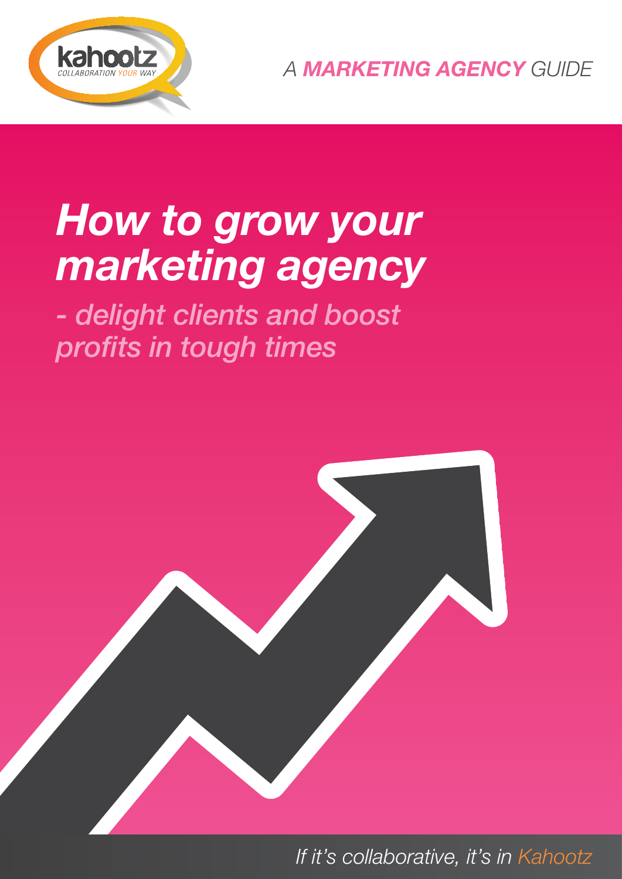kahootz

COLLABORATION YOUR WAY

*A **MARKETING AGENCY** GUIDE*

# *How to grow your marketing agency*

## *- delight clients and boost profits in tough times*

*If it's collaborative, it's in Kahootz*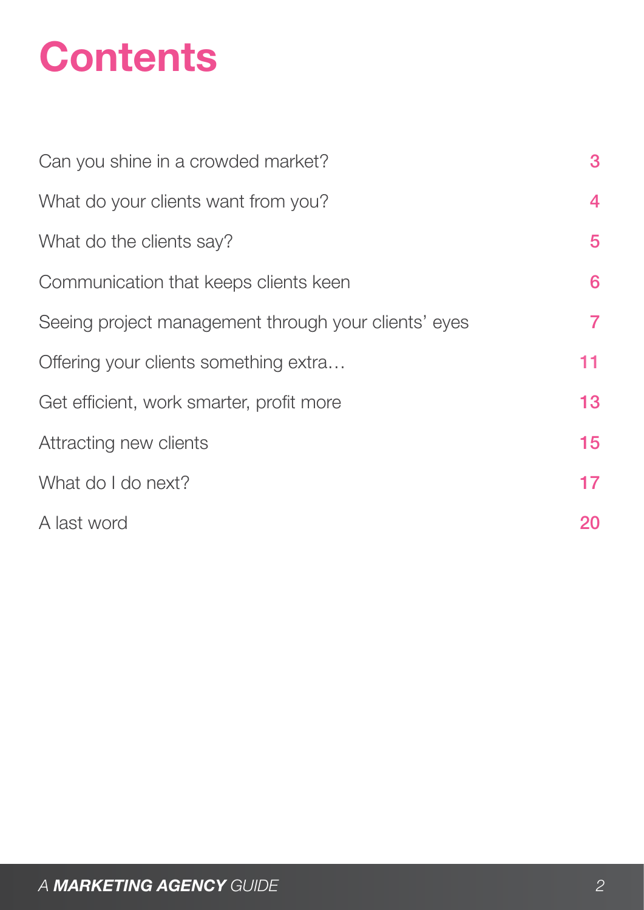# Contents

| | |
|---|---|
| Can you shine in a crowded market? | 3 |
| What do your clients want from you? | 4 |
| What do the clients say? | 5 |
| Communication that keeps clients keen | 6 |
| Seeing project management through your clients' eyes | 7 |
| Offering your clients something extra… | 11 |
| Get efficient, work smarter, profit more | 13 |
| Attracting new clients | 15 |
| What do I do next? | 17 |
| A last word | 20 |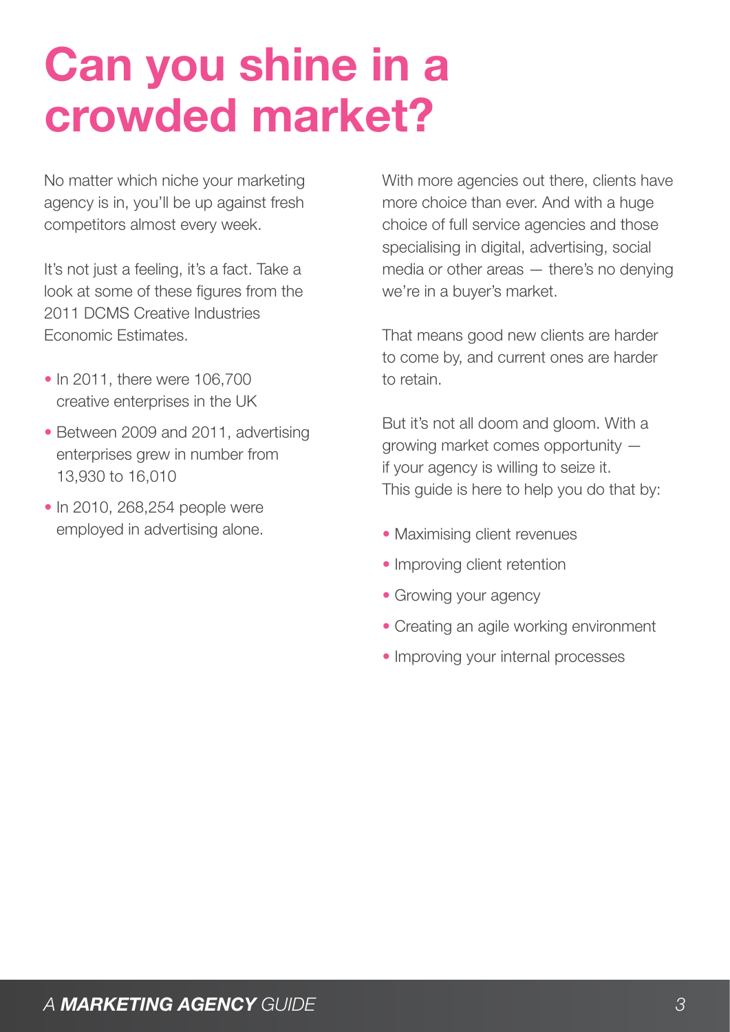# Can you shine in a crowded market?

No matter which niche your marketing agency is in, you'll be up against fresh competitors almost every week.

It's not just a feeling, it's a fact. Take a look at some of these figures from the 2011 DCMS Creative Industries Economic Estimates.

- In 2011, there were 106,700 creative enterprises in the UK
- Between 2009 and 2011, advertising enterprises grew in number from 13,930 to 16,010
- In 2010, 268,254 people were employed in advertising alone.

With more agencies out there, clients have more choice than ever. And with a huge choice of full service agencies and those specialising in digital, advertising, social media or other areas — there's no denying we're in a buyer's market.

That means good new clients are harder to come by, and current ones are harder to retain.

But it's not all doom and gloom. With a growing market comes opportunity — if your agency is willing to seize it. This guide is here to help you do that by:

- Maximising client revenues
- Improving client retention
- Growing your agency
- Creating an agile working environment
- Improving your internal processes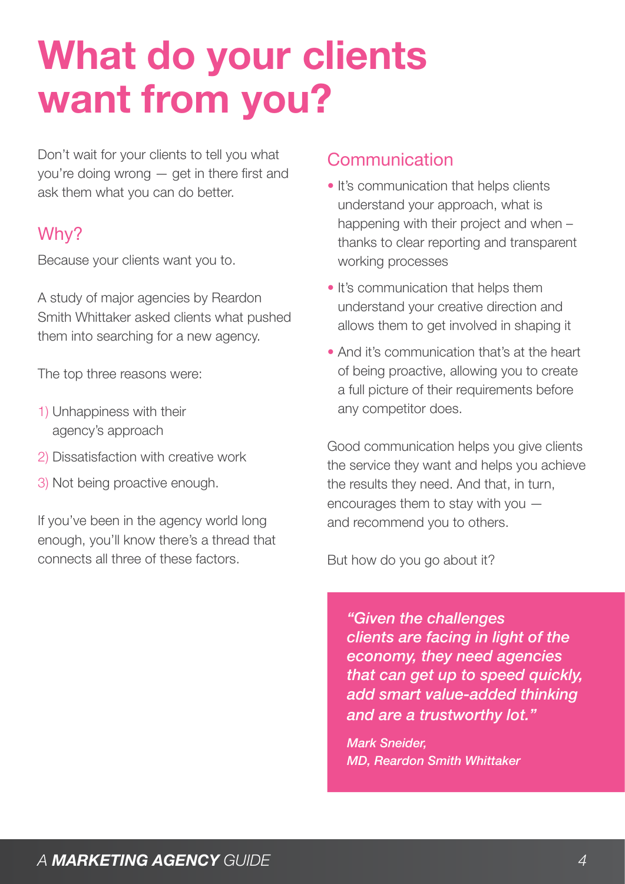# What do your clients want from you?

Don't wait for your clients to tell you what you're doing wrong — get in there first and ask them what you can do better.

## Why?

Because your clients want you to.

A study of major agencies by Reardon Smith Whittaker asked clients what pushed them into searching for a new agency.

The top three reasons were:

1) Unhappiness with their agency's approach
2) Dissatisfaction with creative work
3) Not being proactive enough.

If you've been in the agency world long enough, you'll know there's a thread that connects all three of these factors.

## Communication

- It's communication that helps clients understand your approach, what is happening with their project and when – thanks to clear reporting and transparent working processes
- It's communication that helps them understand your creative direction and allows them to get involved in shaping it
- And it's communication that's at the heart of being proactive, allowing you to create a full picture of their requirements before any competitor does.

Good communication helps you give clients the service they want and helps you achieve the results they need. And that, in turn, encourages them to stay with you — and recommend you to others.

But how do you go about it?

> ***"Given the challenges clients are facing in light of the economy, they need agencies that can get up to speed quickly, add smart value-added thinking and are a trustworthy lot."***
>
> *Mark Sneider,*
> *MD, Reardon Smith Whittaker*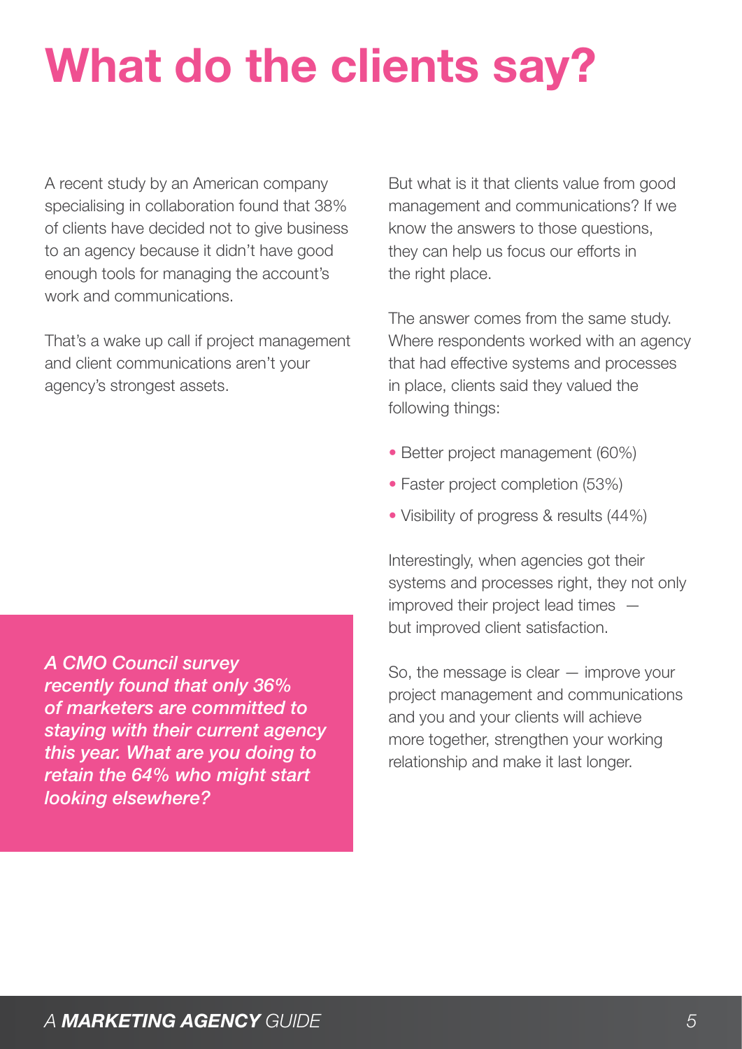# What do the clients say?

A recent study by an American company specialising in collaboration found that 38% of clients have decided not to give business to an agency because it didn't have good enough tools for managing the account's work and communications.

That's a wake up call if project management and client communications aren't your agency's strongest assets.

***A CMO Council survey recently found that only 36% of marketers are committed to staying with their current agency this year. What are you doing to retain the 64% who might start looking elsewhere?***

But what is it that clients value from good management and communications? If we know the answers to those questions, they can help us focus our efforts in the right place.

The answer comes from the same study. Where respondents worked with an agency that had effective systems and processes in place, clients said they valued the following things:

- Better project management (60%)
- Faster project completion (53%)
- Visibility of progress & results (44%)

Interestingly, when agencies got their systems and processes right, they not only improved their project lead times — but improved client satisfaction.

So, the message is clear — improve your project management and communications and you and your clients will achieve more together, strengthen your working relationship and make it last longer.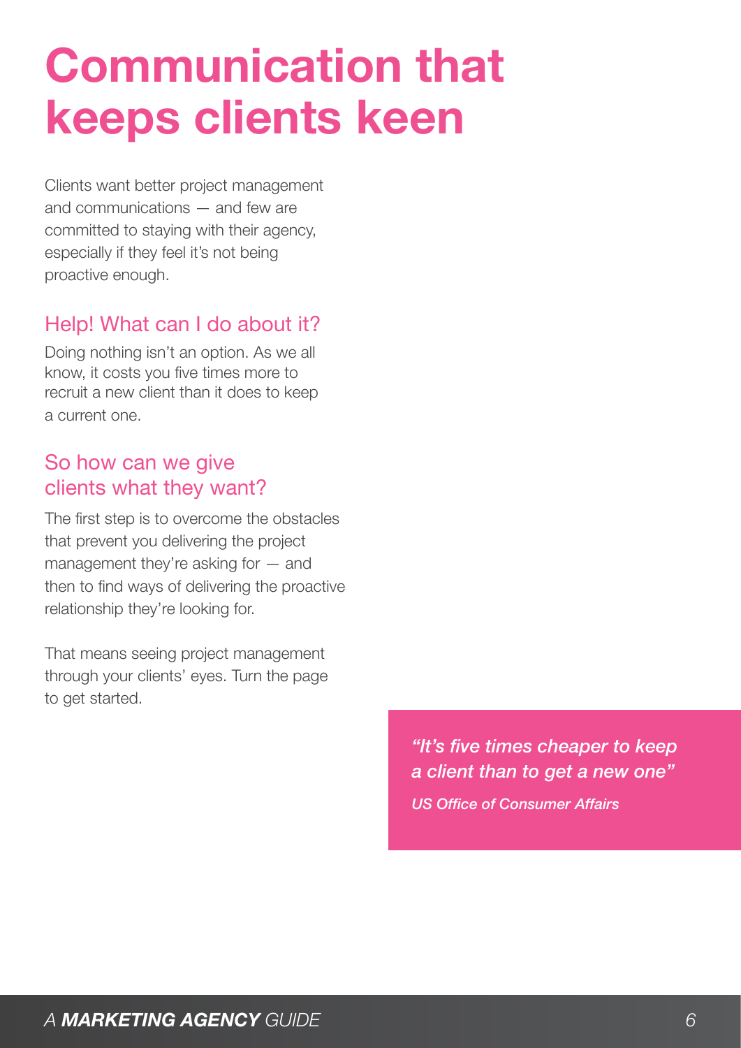# Communication that keeps clients keen

Clients want better project management and communications — and few are committed to staying with their agency, especially if they feel it's not being proactive enough.

## Help! What can I do about it?

Doing nothing isn't an option. As we all know, it costs you five times more to recruit a new client than it does to keep a current one.

## So how can we give clients what they want?

The first step is to overcome the obstacles that prevent you delivering the project management they're asking for — and then to find ways of delivering the proactive relationship they're looking for.

That means seeing project management through your clients' eyes. Turn the page to get started.

> *"It's five times cheaper to keep a client than to get a new one"*
>
> *US Office of Consumer Affairs*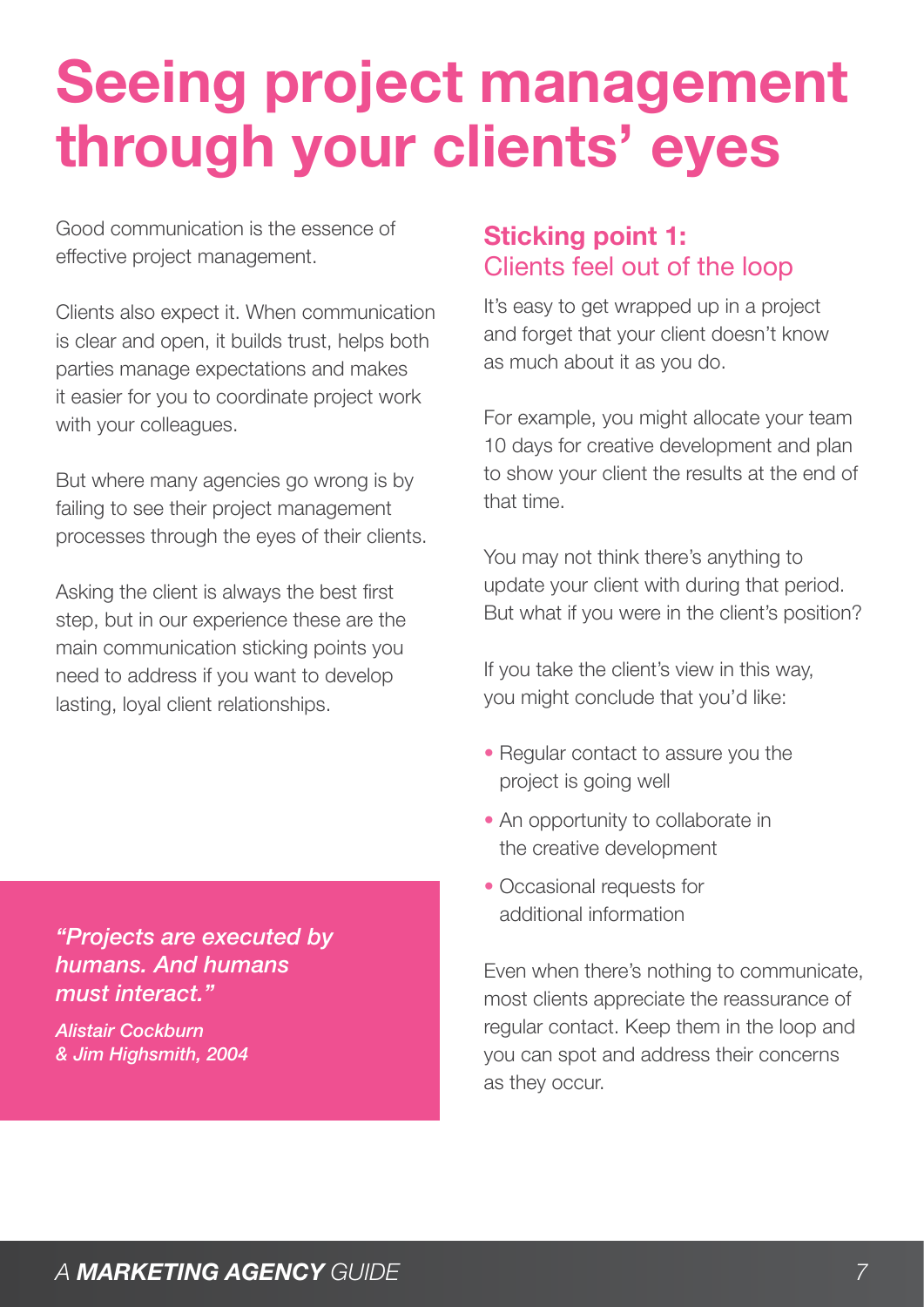# Seeing project management through your clients' eyes

Good communication is the essence of effective project management.

Clients also expect it. When communication is clear and open, it builds trust, helps both parties manage expectations and makes it easier for you to coordinate project work with your colleagues.

But where many agencies go wrong is by failing to see their project management processes through the eyes of their clients.

Asking the client is always the best first step, but in our experience these are the main communication sticking points you need to address if you want to develop lasting, loyal client relationships.

> ***"Projects are executed by humans. And humans must interact."***
>
> ***Alistair Cockburn & Jim Highsmith, 2004***

## Sticking point 1: Clients feel out of the loop

It's easy to get wrapped up in a project and forget that your client doesn't know as much about it as you do.

For example, you might allocate your team 10 days for creative development and plan to show your client the results at the end of that time.

You may not think there's anything to update your client with during that period. But what if you were in the client's position?

If you take the client's view in this way, you might conclude that you'd like:

- Regular contact to assure you the project is going well
- An opportunity to collaborate in the creative development
- Occasional requests for additional information

Even when there's nothing to communicate, most clients appreciate the reassurance of regular contact. Keep them in the loop and you can spot and address their concerns as they occur.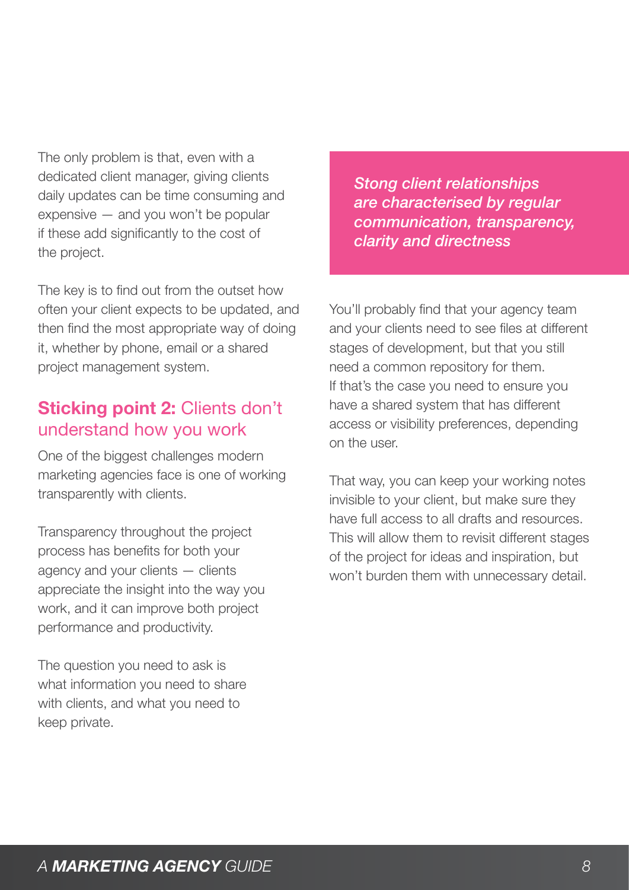The only problem is that, even with a dedicated client manager, giving clients daily updates can be time consuming and expensive — and you won't be popular if these add significantly to the cost of the project.

The key is to find out from the outset how often your client expects to be updated, and then find the most appropriate way of doing it, whether by phone, email or a shared project management system.

## **Sticking point 2:** Clients don't understand how you work

One of the biggest challenges modern marketing agencies face is one of working transparently with clients.

Transparency throughout the project process has benefits for both your agency and your clients — clients appreciate the insight into the way you work, and it can improve both project performance and productivity.

The question you need to ask is what information you need to share with clients, and what you need to keep private.

> *Stong client relationships are characterised by regular communication, transparency, clarity and directness*

You'll probably find that your agency team and your clients need to see files at different stages of development, but that you still need a common repository for them. If that's the case you need to ensure you have a shared system that has different access or visibility preferences, depending on the user.

That way, you can keep your working notes invisible to your client, but make sure they have full access to all drafts and resources. This will allow them to revisit different stages of the project for ideas and inspiration, but won't burden them with unnecessary detail.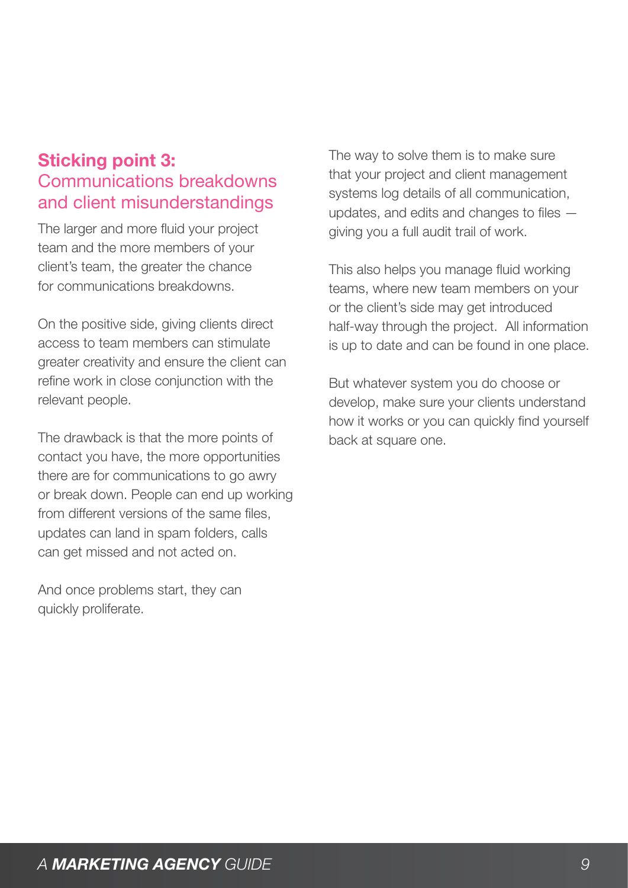## **Sticking point 3:** Communications breakdowns and client misunderstandings

The larger and more fluid your project team and the more members of your client's team, the greater the chance for communications breakdowns.

On the positive side, giving clients direct access to team members can stimulate greater creativity and ensure the client can refine work in close conjunction with the relevant people.

The drawback is that the more points of contact you have, the more opportunities there are for communications to go awry or break down. People can end up working from different versions of the same files, updates can land in spam folders, calls can get missed and not acted on.

And once problems start, they can quickly proliferate.

The way to solve them is to make sure that your project and client management systems log details of all communication, updates, and edits and changes to files — giving you a full audit trail of work.

This also helps you manage fluid working teams, where new team members on your or the client's side may get introduced half-way through the project. All information is up to date and can be found in one place.

But whatever system you do choose or develop, make sure your clients understand how it works or you can quickly find yourself back at square one.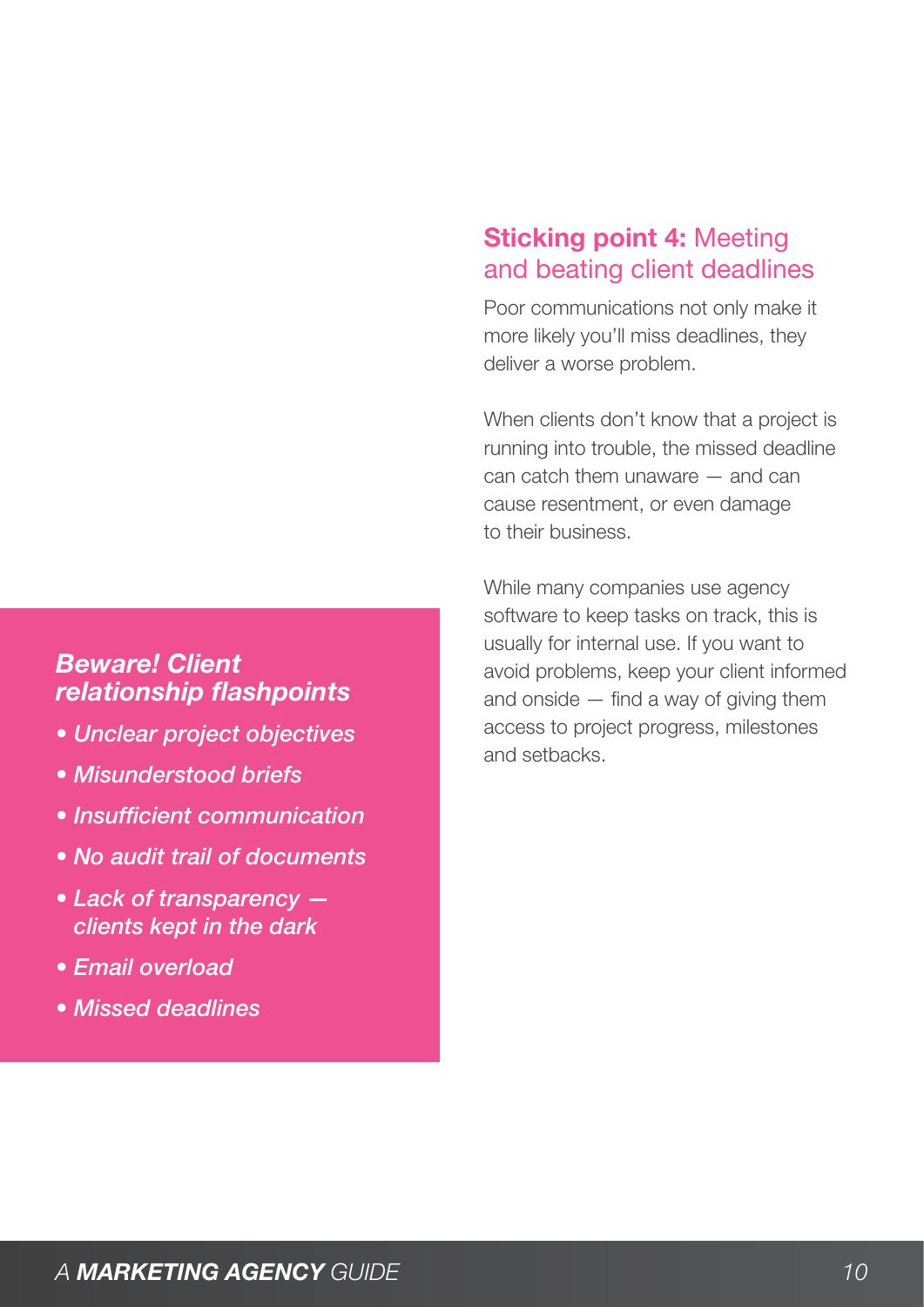## **Sticking point 4:** Meeting and beating client deadlines

Poor communications not only make it more likely you'll miss deadlines, they deliver a worse problem.

When clients don't know that a project is running into trouble, the missed deadline can catch them unaware — and can cause resentment, or even damage to their business.

While many companies use agency software to keep tasks on track, this is usually for internal use. If you want to avoid problems, keep your client informed and onside — find a way of giving them access to project progress, milestones and setbacks.

### *Beware! Client relationship flashpoints*

- ***Unclear project objectives***
- ***Misunderstood briefs***
- ***Insufficient communication***
- ***No audit trail of documents***
- ***Lack of transparency — clients kept in the dark***
- ***Email overload***
- ***Missed deadlines***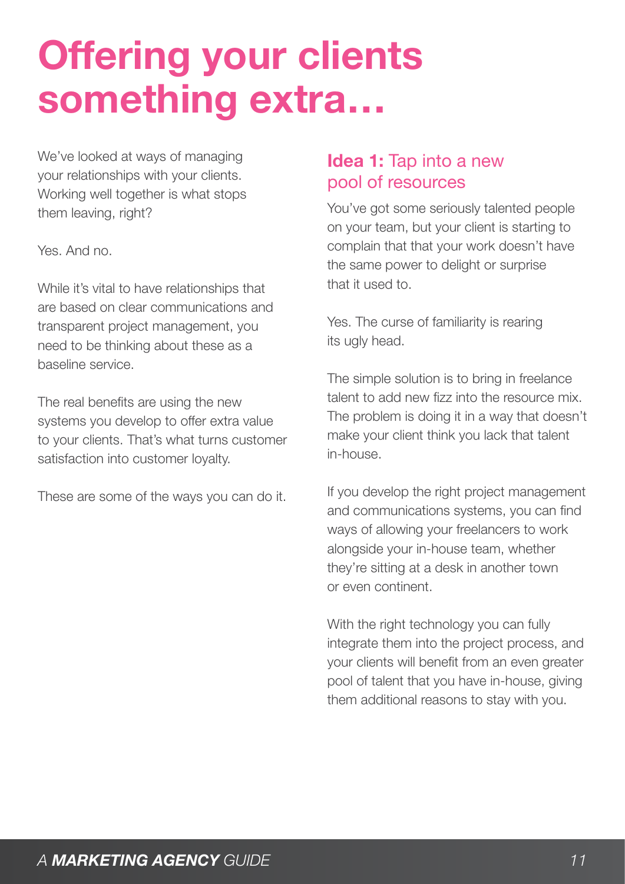# Offering your clients something extra…

We've looked at ways of managing your relationships with your clients. Working well together is what stops them leaving, right?

Yes. And no.

While it's vital to have relationships that are based on clear communications and transparent project management, you need to be thinking about these as a baseline service.

The real benefits are using the new systems you develop to offer extra value to your clients. That's what turns customer satisfaction into customer loyalty.

These are some of the ways you can do it.

## **Idea 1:** Tap into a new pool of resources

You've got some seriously talented people on your team, but your client is starting to complain that that your work doesn't have the same power to delight or surprise that it used to.

Yes. The curse of familiarity is rearing its ugly head.

The simple solution is to bring in freelance talent to add new fizz into the resource mix. The problem is doing it in a way that doesn't make your client think you lack that talent in-house.

If you develop the right project management and communications systems, you can find ways of allowing your freelancers to work alongside your in-house team, whether they're sitting at a desk in another town or even continent.

With the right technology you can fully integrate them into the project process, and your clients will benefit from an even greater pool of talent that you have in-house, giving them additional reasons to stay with you.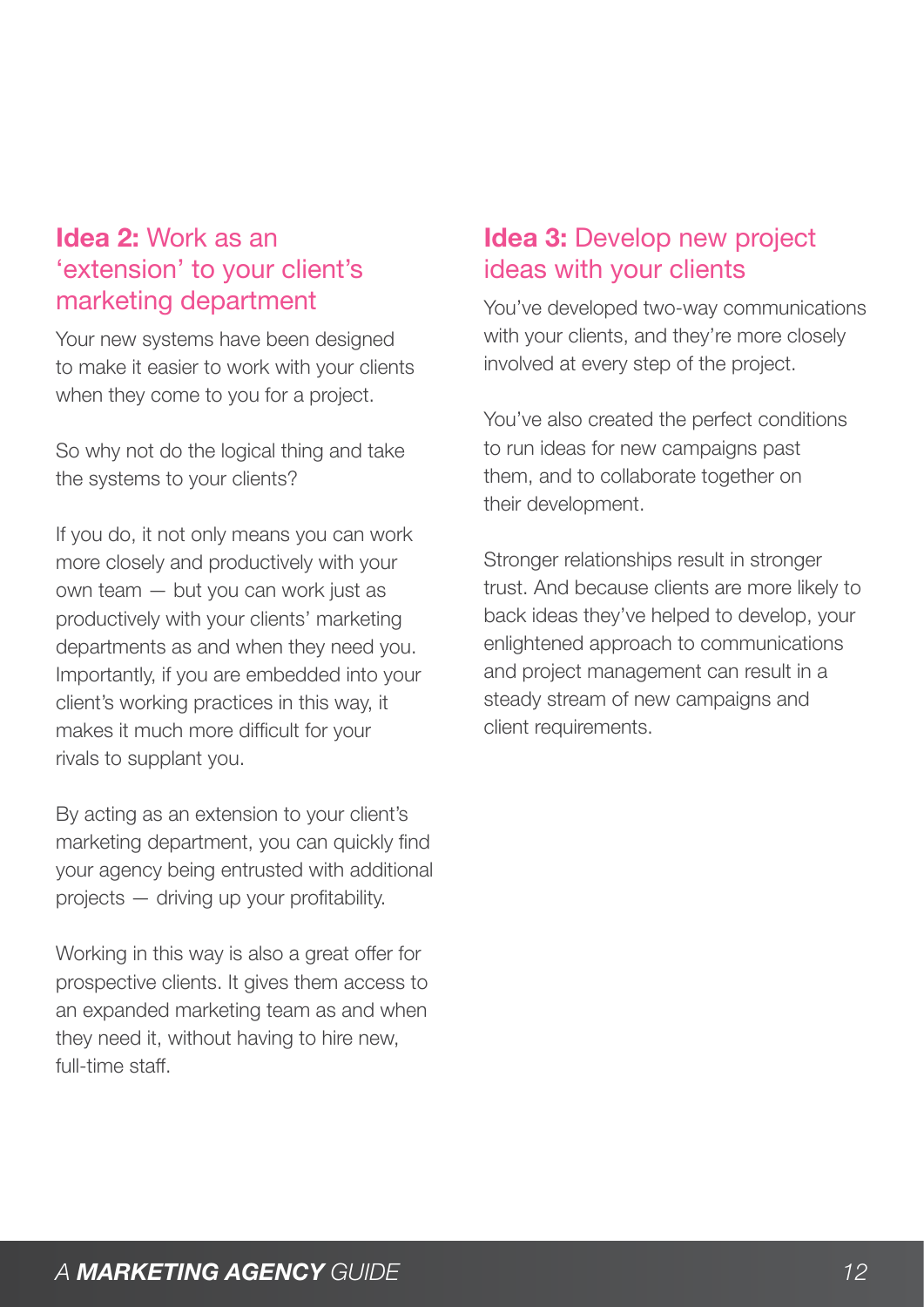## **Idea 2:** Work as an 'extension' to your client's marketing department

Your new systems have been designed to make it easier to work with your clients when they come to you for a project.

So why not do the logical thing and take the systems to your clients?

If you do, it not only means you can work more closely and productively with your own team — but you can work just as productively with your clients' marketing departments as and when they need you. Importantly, if you are embedded into your client's working practices in this way, it makes it much more difficult for your rivals to supplant you.

By acting as an extension to your client's marketing department, you can quickly find your agency being entrusted with additional projects — driving up your profitability.

Working in this way is also a great offer for prospective clients. It gives them access to an expanded marketing team as and when they need it, without having to hire new, full-time staff.

## **Idea 3:** Develop new project ideas with your clients

You've developed two-way communications with your clients, and they're more closely involved at every step of the project.

You've also created the perfect conditions to run ideas for new campaigns past them, and to collaborate together on their development.

Stronger relationships result in stronger trust. And because clients are more likely to back ideas they've helped to develop, your enlightened approach to communications and project management can result in a steady stream of new campaigns and client requirements.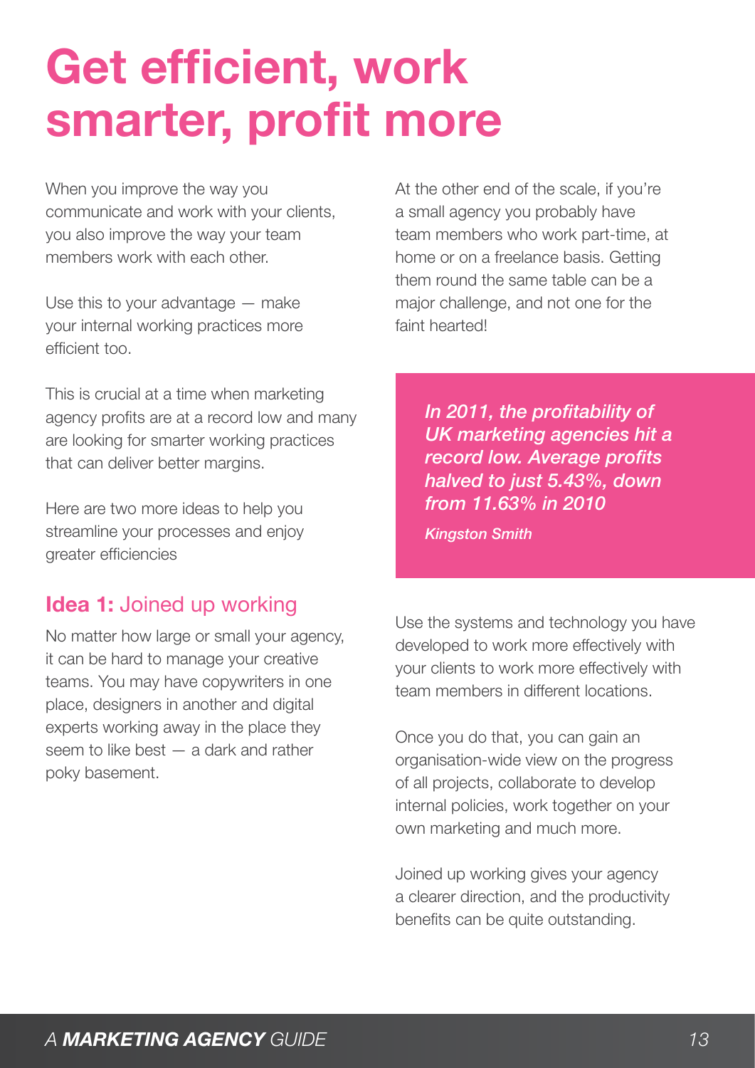# Get efficient, work smarter, profit more

When you improve the way you communicate and work with your clients, you also improve the way your team members work with each other.

Use this to your advantage — make your internal working practices more efficient too.

This is crucial at a time when marketing agency profits are at a record low and many are looking for smarter working practices that can deliver better margins.

Here are two more ideas to help you streamline your processes and enjoy greater efficiencies

## **Idea 1:** Joined up working

No matter how large or small your agency, it can be hard to manage your creative teams. You may have copywriters in one place, designers in another and digital experts working away in the place they seem to like best — a dark and rather poky basement.

At the other end of the scale, if you're a small agency you probably have team members who work part-time, at home or on a freelance basis. Getting them round the same table can be a major challenge, and not one for the faint hearted!

> ***In 2011, the profitability of UK marketing agencies hit a record low. Average profits halved to just 5.43%, down from 11.63% in 2010***
>
> ***Kingston Smith***

Use the systems and technology you have developed to work more effectively with your clients to work more effectively with team members in different locations.

Once you do that, you can gain an organisation-wide view on the progress of all projects, collaborate to develop internal policies, work together on your own marketing and much more.

Joined up working gives your agency a clearer direction, and the productivity benefits can be quite outstanding.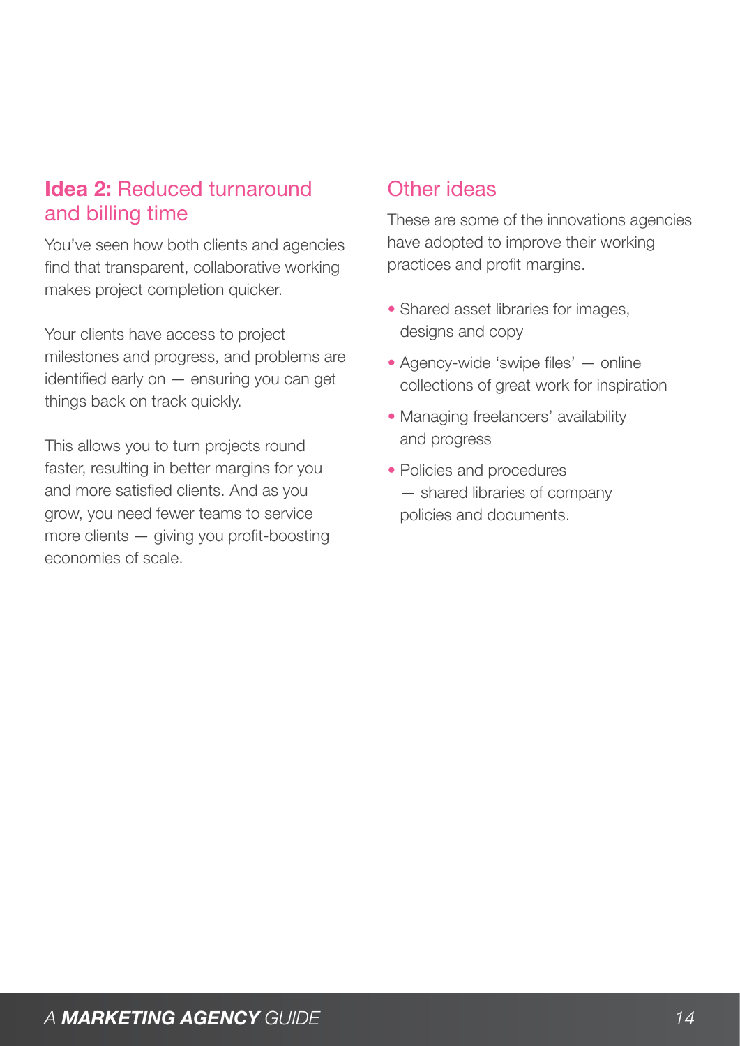## **Idea 2:** Reduced turnaround and billing time

You've seen how both clients and agencies find that transparent, collaborative working makes project completion quicker.

Your clients have access to project milestones and progress, and problems are identified early on — ensuring you can get things back on track quickly.

This allows you to turn projects round faster, resulting in better margins for you and more satisfied clients. And as you grow, you need fewer teams to service more clients — giving you profit-boosting economies of scale.

## Other ideas

These are some of the innovations agencies have adopted to improve their working practices and profit margins.

- Shared asset libraries for images, designs and copy
- Agency-wide 'swipe files' — online collections of great work for inspiration
- Managing freelancers' availability and progress
- Policies and procedures — shared libraries of company policies and documents.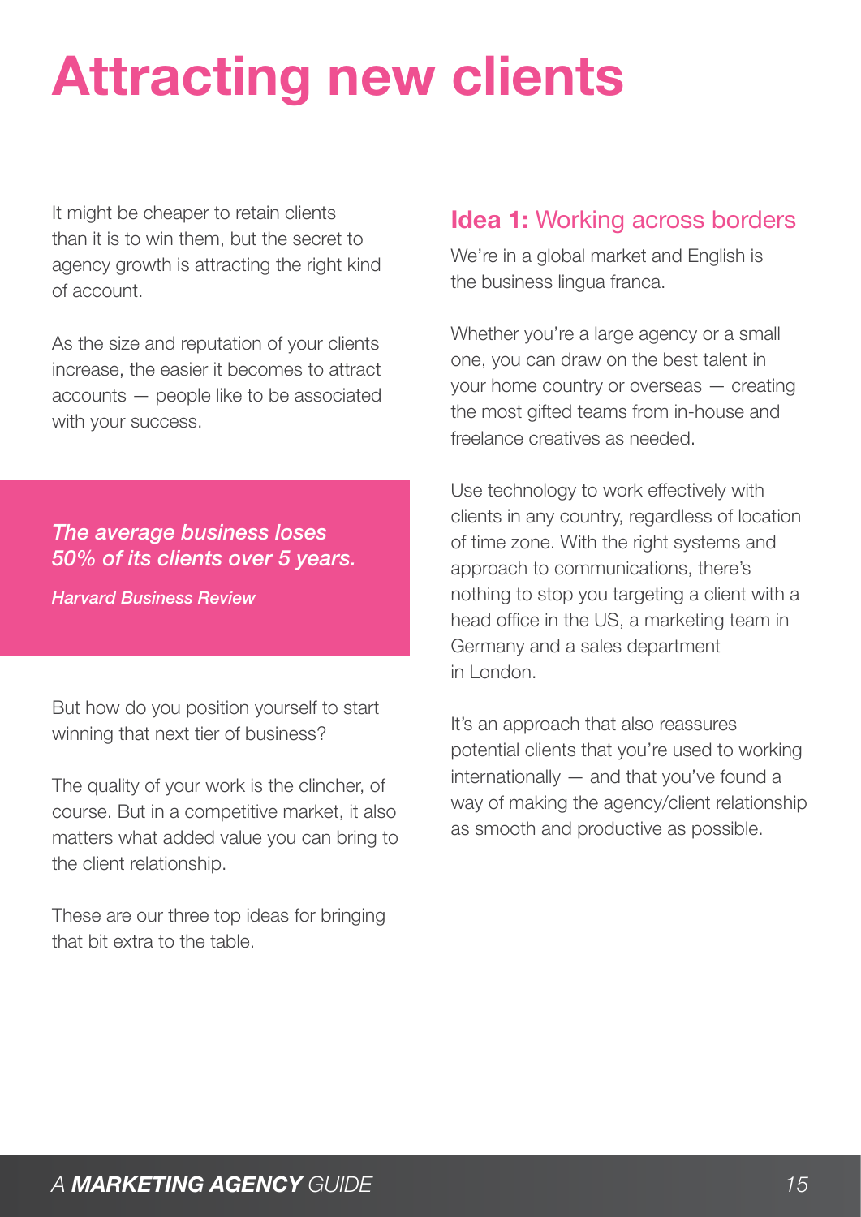# Attracting new clients

It might be cheaper to retain clients than it is to win them, but the secret to agency growth is attracting the right kind of account.

As the size and reputation of your clients increase, the easier it becomes to attract accounts — people like to be associated with your success.

> ***The average business loses 50% of its clients over 5 years.***
>
> ***Harvard Business Review***

But how do you position yourself to start winning that next tier of business?

The quality of your work is the clincher, of course. But in a competitive market, it also matters what added value you can bring to the client relationship.

These are our three top ideas for bringing that bit extra to the table.

## **Idea 1:** Working across borders

We're in a global market and English is the business lingua franca.

Whether you're a large agency or a small one, you can draw on the best talent in your home country or overseas — creating the most gifted teams from in-house and freelance creatives as needed.

Use technology to work effectively with clients in any country, regardless of location of time zone. With the right systems and approach to communications, there's nothing to stop you targeting a client with a head office in the US, a marketing team in Germany and a sales department in London.

It's an approach that also reassures potential clients that you're used to working internationally — and that you've found a way of making the agency/client relationship as smooth and productive as possible.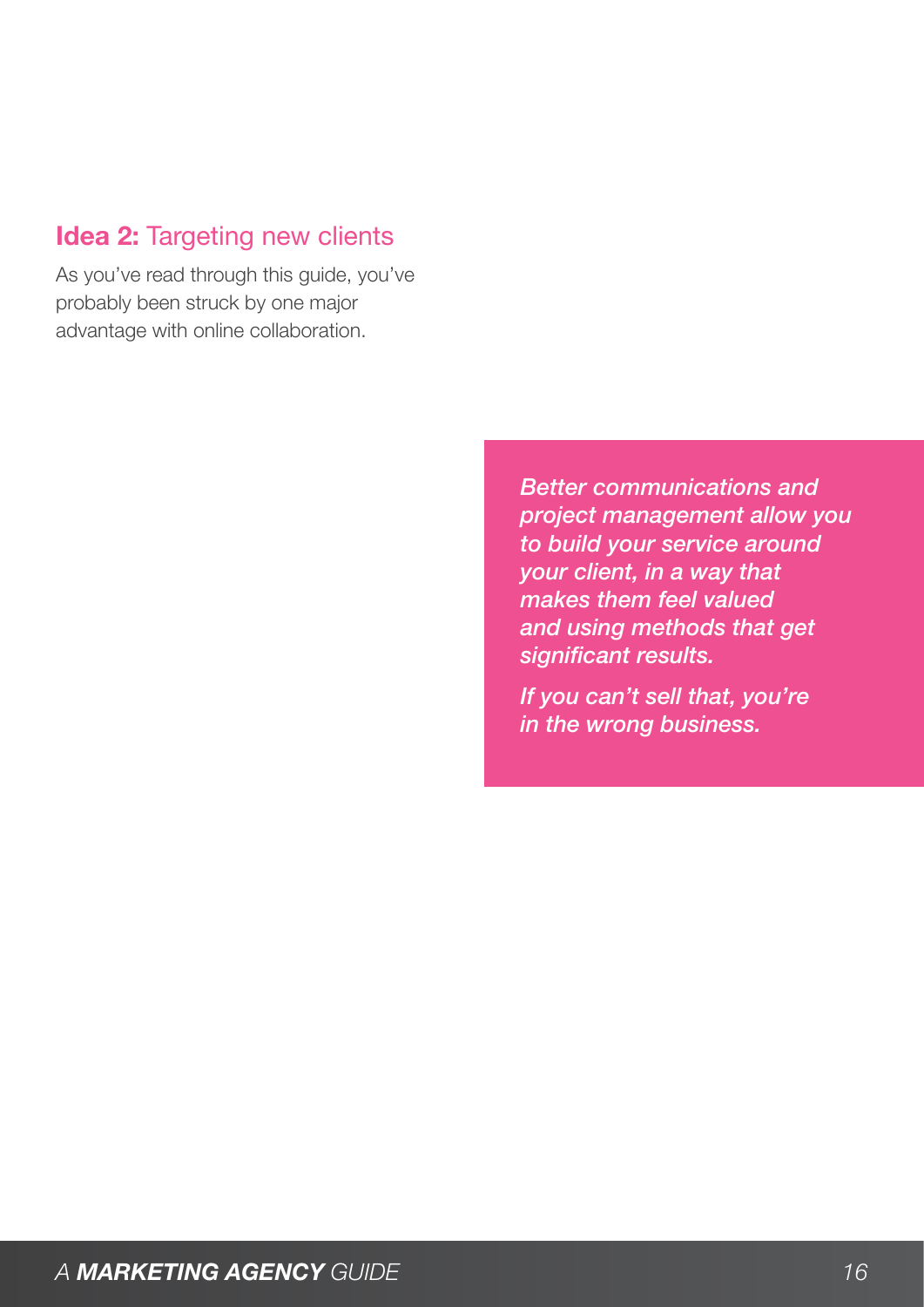## **Idea 2:** Targeting new clients

As you've read through this guide, you've probably been struck by one major advantage with online collaboration.

> ***Better communications and project management allow you to build your service around your client, in a way that makes them feel valued and using methods that get significant results.***
>
> ***If you can't sell that, you're in the wrong business.***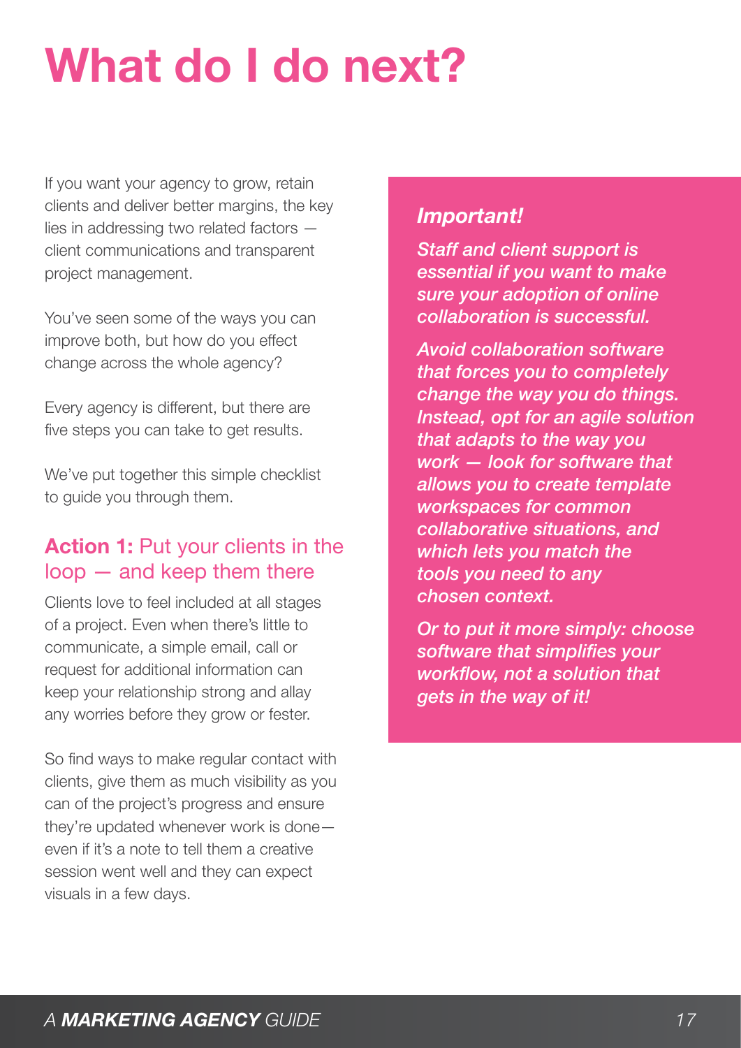# What do I do next?

If you want your agency to grow, retain clients and deliver better margins, the key lies in addressing two related factors — client communications and transparent project management.

You've seen some of the ways you can improve both, but how do you effect change across the whole agency?

Every agency is different, but there are five steps you can take to get results.

We've put together this simple checklist to guide you through them.

## Action 1: Put your clients in the loop — and keep them there

Clients love to feel included at all stages of a project. Even when there's little to communicate, a simple email, call or request for additional information can keep your relationship strong and allay any worries before they grow or fester.

So find ways to make regular contact with clients, give them as much visibility as you can of the project's progress and ensure they're updated whenever work is done— even if it's a note to tell them a creative session went well and they can expect visuals in a few days.

***Important!***

***Staff and client support is essential if you want to make sure your adoption of online collaboration is successful.***

***Avoid collaboration software that forces you to completely change the way you do things. Instead, opt for an agile solution that adapts to the way you work — look for software that allows you to create template workspaces for common collaborative situations, and which lets you match the tools you need to any chosen context.***

***Or to put it more simply: choose software that simplifies your workflow, not a solution that gets in the way of it!***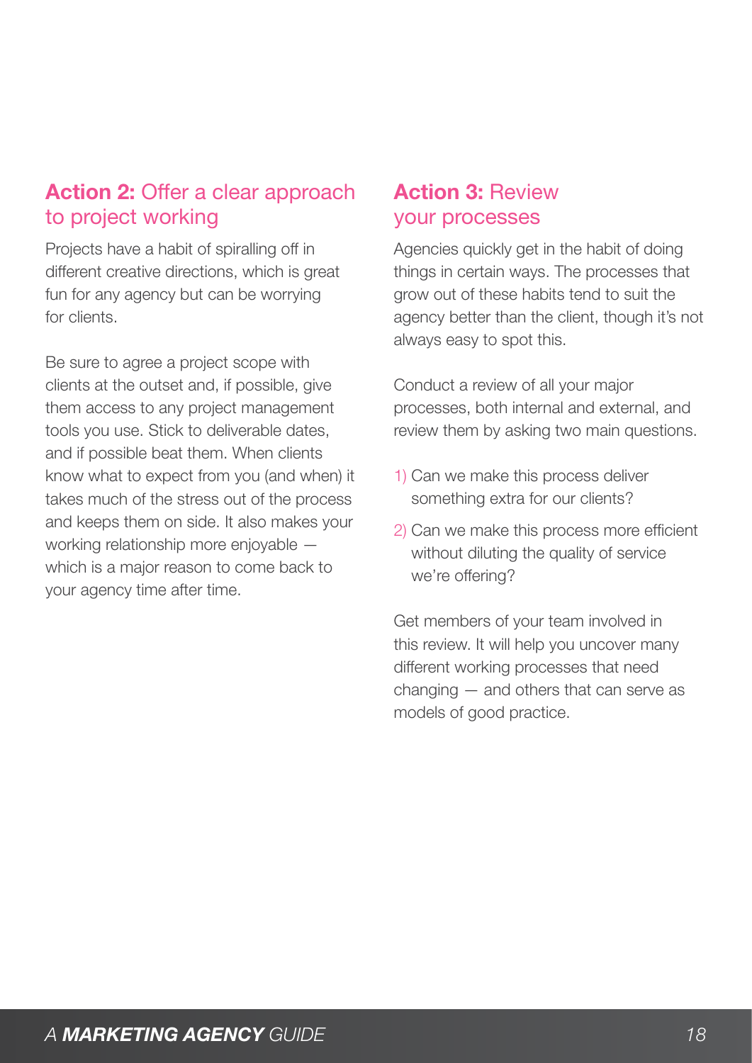## **Action 2:** Offer a clear approach to project working

Projects have a habit of spiralling off in different creative directions, which is great fun for any agency but can be worrying for clients.

Be sure to agree a project scope with clients at the outset and, if possible, give them access to any project management tools you use. Stick to deliverable dates, and if possible beat them. When clients know what to expect from you (and when) it takes much of the stress out of the process and keeps them on side. It also makes your working relationship more enjoyable — which is a major reason to come back to your agency time after time.

## **Action 3:** Review your processes

Agencies quickly get in the habit of doing things in certain ways. The processes that grow out of these habits tend to suit the agency better than the client, though it's not always easy to spot this.

Conduct a review of all your major processes, both internal and external, and review them by asking two main questions.

1) Can we make this process deliver something extra for our clients?
2) Can we make this process more efficient without diluting the quality of service we're offering?

Get members of your team involved in this review. It will help you uncover many different working processes that need changing — and others that can serve as models of good practice.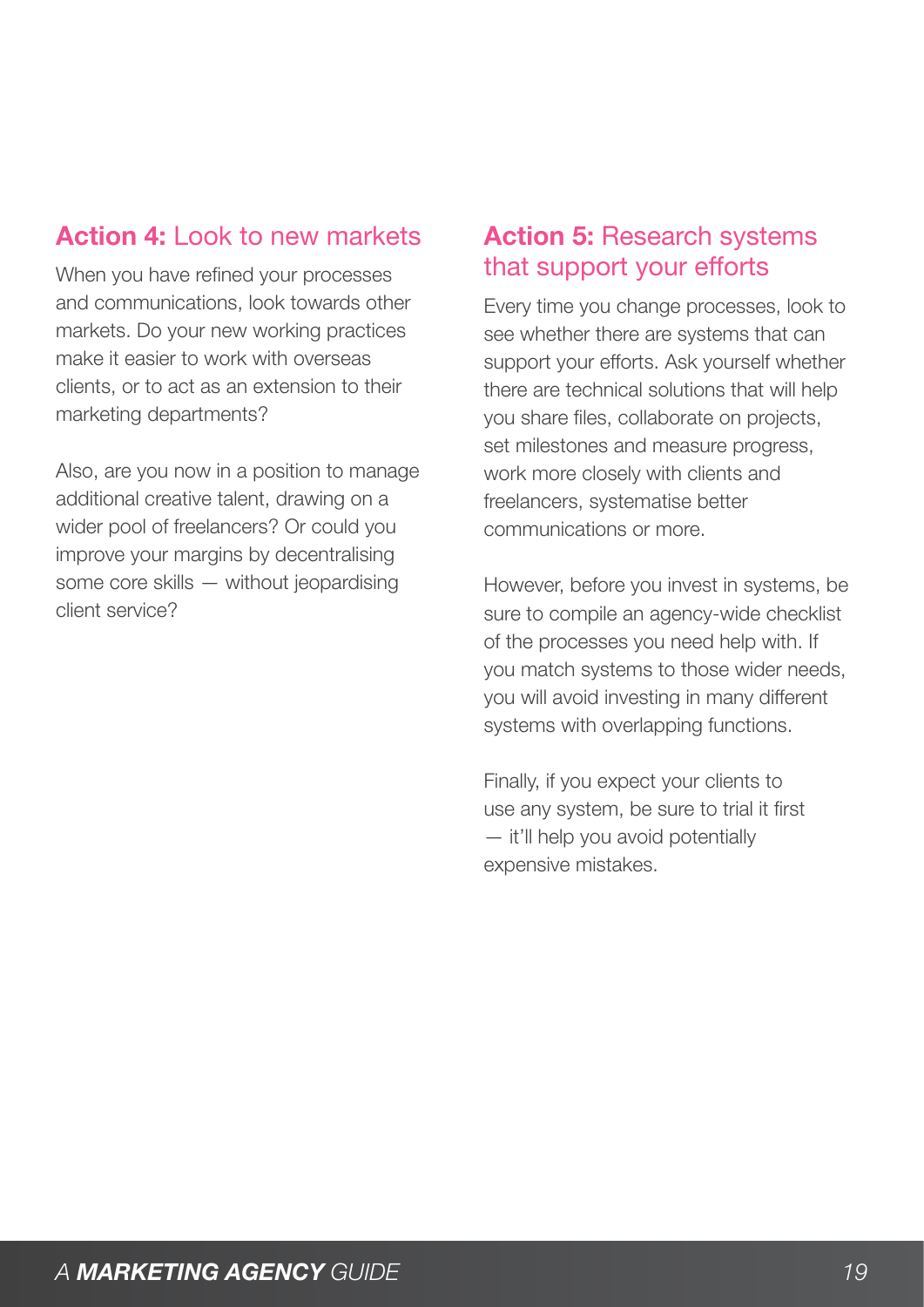## **Action 4:** Look to new markets

When you have refined your processes and communications, look towards other markets. Do your new working practices make it easier to work with overseas clients, or to act as an extension to their marketing departments?

Also, are you now in a position to manage additional creative talent, drawing on a wider pool of freelancers? Or could you improve your margins by decentralising some core skills — without jeopardising client service?

## **Action 5:** Research systems that support your efforts

Every time you change processes, look to see whether there are systems that can support your efforts. Ask yourself whether there are technical solutions that will help you share files, collaborate on projects, set milestones and measure progress, work more closely with clients and freelancers, systematise better communications or more.

However, before you invest in systems, be sure to compile an agency-wide checklist of the processes you need help with. If you match systems to those wider needs, you will avoid investing in many different systems with overlapping functions.

Finally, if you expect your clients to use any system, be sure to trial it first — it'll help you avoid potentially expensive mistakes.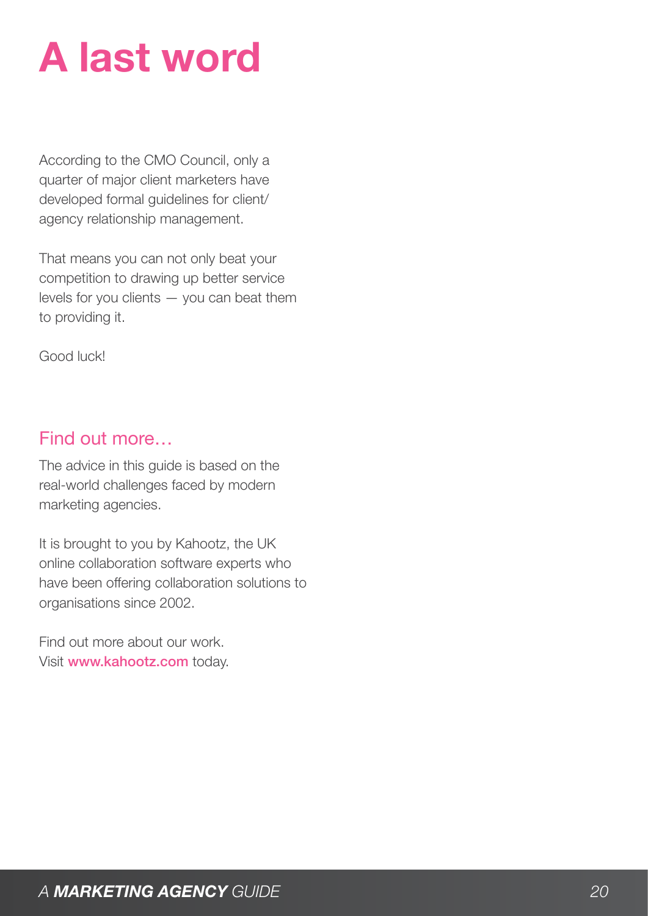# A last word

According to the CMO Council, only a quarter of major client marketers have developed formal guidelines for client/agency relationship management.

That means you can not only beat your competition to drawing up better service levels for you clients — you can beat them to providing it.

Good luck!

## Find out more…

The advice in this guide is based on the real-world challenges faced by modern marketing agencies.

It is brought to you by Kahootz, the UK online collaboration software experts who have been offering collaboration solutions to organisations since 2002.

Find out more about our work.
Visit **www.kahootz.com** today.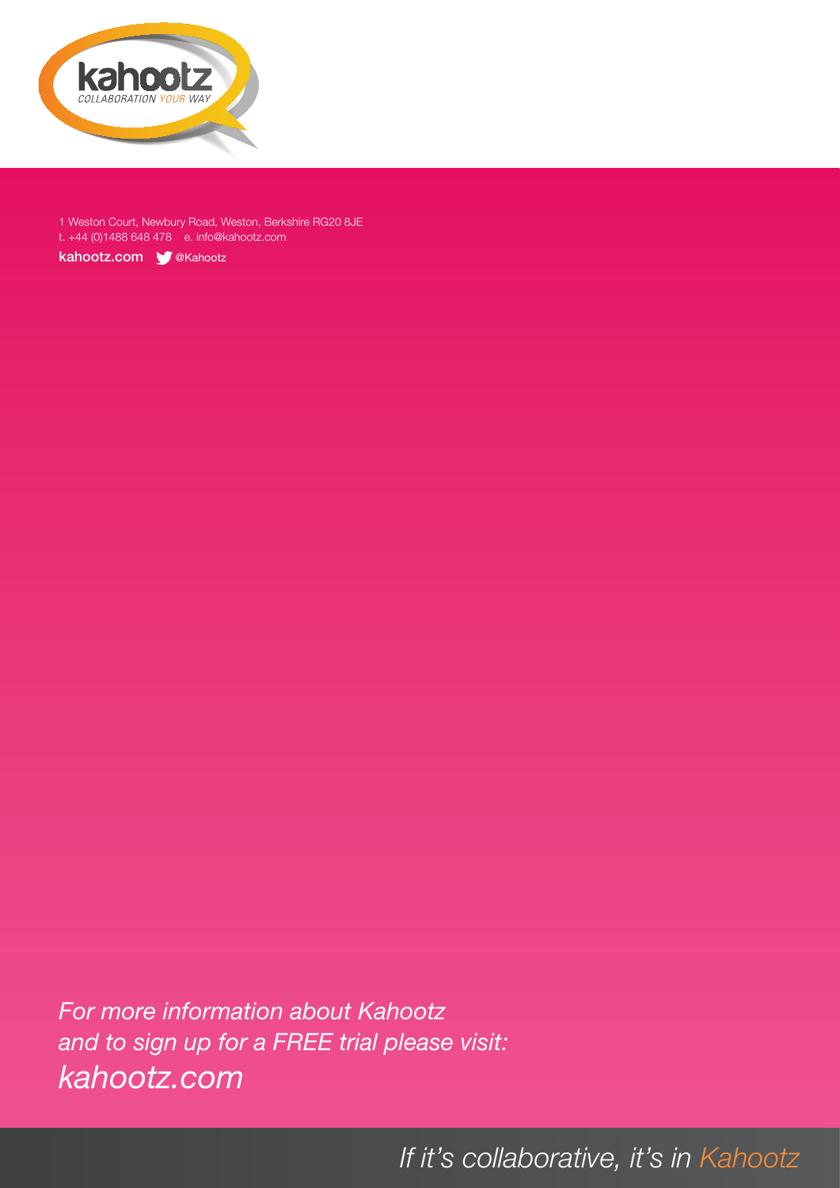kahootz
COLLABORATION YOUR WAY

1 Weston Court, Newbury Road, Weston, Berkshire RG20 8JE
t. +44 (0)1488 648 478 e. info@kahootz.com

**kahootz.com** @Kahootz

*For more information about Kahootz and to sign up for a FREE trial please visit:*

*kahootz.com*

*If it's collaborative, it's in Kahootz*